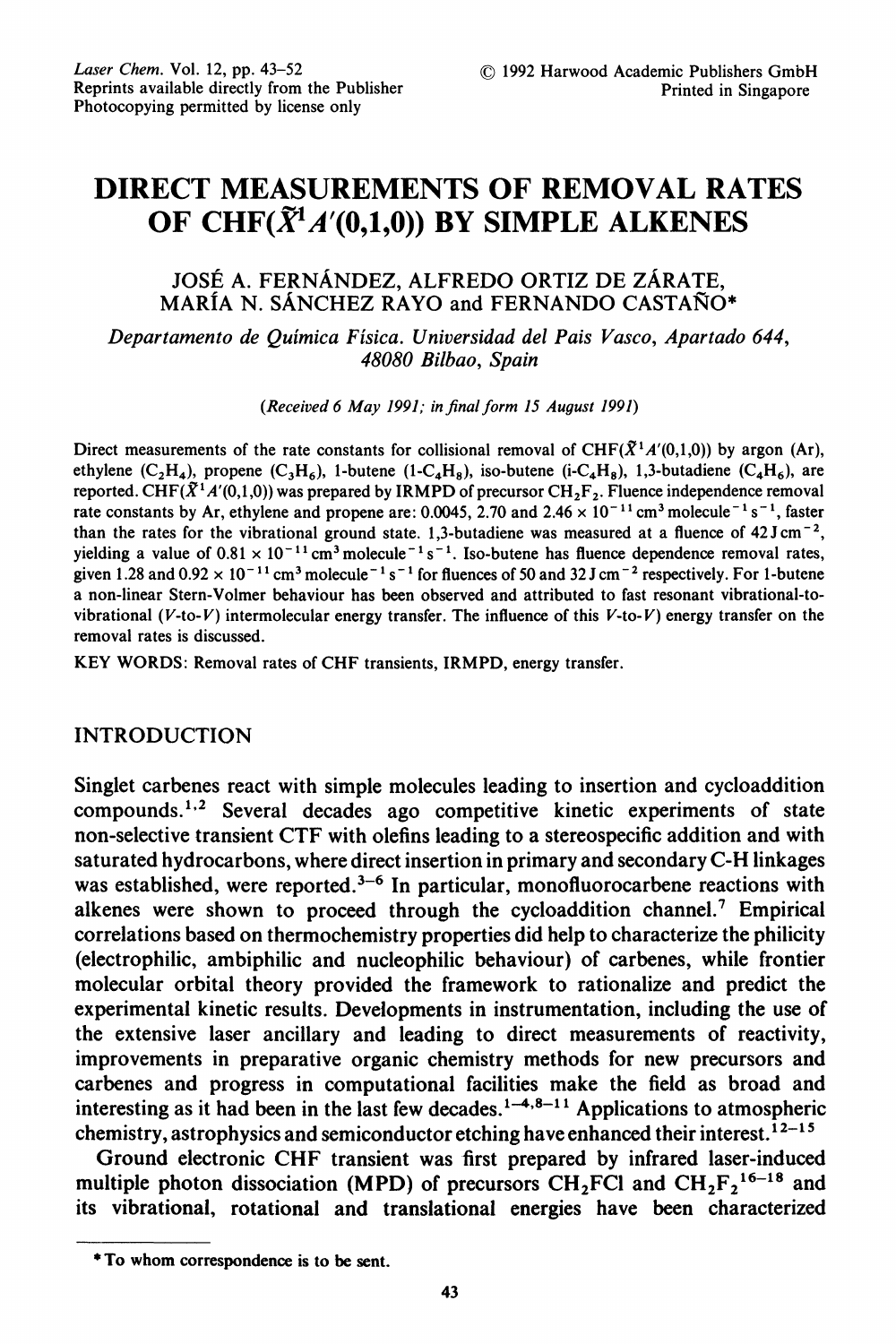# DIRECT MEASUREMENTS OF REMOVAL RATES OF CHF($\tilde{X}^1A'(0,1,0)$) BY SIMPLE ALKENES

JOSÉ A. FERNÁNDEZ, ALFREDO ORTIZ DE ZÁRATE, MARÍA N. SÁNCHEZ RAYO and FERNANDO CASTAÑO*

*Departamento de Química Física. Universidad del Pais Vasco, Apartado 644, 48080 Bilbao, Spain*

*(Received 6 May 1991; in final form 15 August 1991)*

Direct measurements of the rate constants for collisional removal of CHF($\tilde{X}^1A'(0,1,0)$) by argon (Ar), ethylene ($C_2H_4$), propene ($C_3H_6$), 1-butene (1-$C_4H_8$), iso-butene (i-$C_4H_8$), 1,3-butadiene ($C_4H_6$), are reported. CHF($\tilde{X}^1A'(0,1,0)$) was prepared by IRMPD of precursor $CH_2F_2$. Fluence independence removal rate constants by Ar, ethylene and propene are: 0.0045, 2.70 and $2.46 \times 10^{-11}$ cm$^3$ molecule$^{-1}$ s$^{-1}$, faster than the rates for the vibrational ground state. 1,3-butadiene was measured at a fluence of 42 J cm$^{-2}$, yielding a value of $0.81 \times 10^{-11}$ cm$^3$ molecule$^{-1}$ s$^{-1}$. Iso-butene has fluence dependence removal rates, given 1.28 and $0.92 \times 10^{-11}$ cm$^3$ molecule$^{-1}$ s$^{-1}$ for fluences of 50 and 32 J cm$^{-2}$ respectively. For 1-butene a non-linear Stern-Volmer behaviour has been observed and attributed to fast resonant vibrational-to-vibrational ($V$-to-$V$) intermolecular energy transfer. The influence of this $V$-to-$V$) energy transfer on the removal rates is discussed.

KEY WORDS: Removal rates of CHF transients, IRMPD, energy transfer.

## INTRODUCTION

Singlet carbenes react with simple molecules leading to insertion and cycloaddition compounds.[1,2] Several decades ago competitive kinetic experiments of state non-selective transient CTF with olefins leading to a stereospecific addition and with saturated hydrocarbons, where direct insertion in primary and secondary C-H linkages was established, were reported.[3–6] In particular, monofluorocarbene reactions with alkenes were shown to proceed through the cycloaddition channel.[7] Empirical correlations based on thermochemistry properties did help to characterize the philicity (electrophilic, ambiphilic and nucleophilic behaviour) of carbenes, while frontier molecular orbital theory provided the framework to rationalize and predict the experimental kinetic results. Developments in instrumentation, including the use of the extensive laser ancillary and leading to direct measurements of reactivity, improvements in preparative organic chemistry methods for new precursors and carbenes and progress in computational facilities make the field as broad and interesting as it had been in the last few decades.[1–4,8–11] Applications to atmospheric chemistry, astrophysics and semiconductor etching have enhanced their interest.[12–15]

Ground electronic CHF transient was first prepared by infrared laser-induced multiple photon dissociation (MPD) of precursors $CH_2FCl$ and $CH_2F_2$[16–18] and its vibrational, rotational and translational energies have been characterized

---

\* To whom correspondence is to be sent.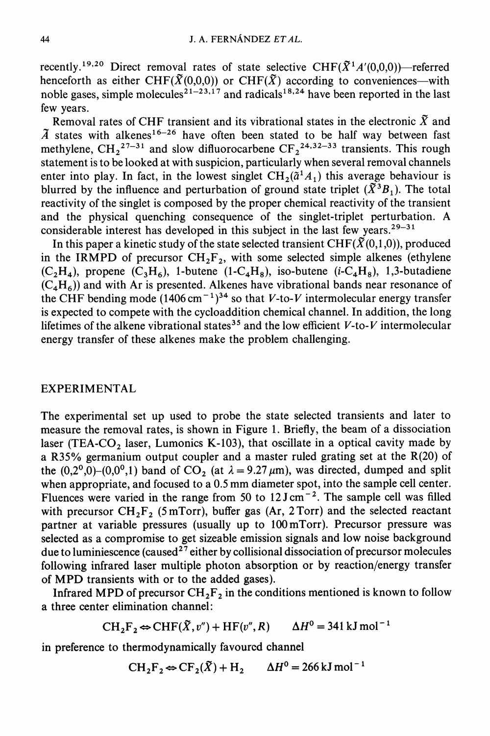recently.[19,20] Direct removal rates of state selective $CHF(\tilde{X}^1A'(0,0,0))$—referred henceforth as either $CHF(\tilde{X}(0,0,0))$ or $CHF(\tilde{X})$ according to conveniences—with noble gases, simple molecules[21–23,17] and radicals[18,24] have been reported in the last few years.

Removal rates of CHF transient and its vibrational states in the electronic $\tilde{X}$ and $\tilde{A}$ states with alkenes[16–26] have often been stated to be half way between fast methylene, $CH_2$[27–31] and slow difluorocarbene $CF_2$[24,32–33] transients. This rough statement is to be looked at with suspicion, particularly when several removal channels enter into play. In fact, in the lowest singlet $CH_2(\tilde{a}^1A_1)$ this average behaviour is blurred by the influence and perturbation of ground state triplet ($\tilde{X}^3B_1$). The total reactivity of the singlet is composed by the proper chemical reactivity of the transient and the physical quenching consequence of the singlet-triplet perturbation. A considerable interest has developed in this subject in the last few years.[29–31]

In this paper a kinetic study of the state selected transient $CHF(\tilde{X}(0,1,0))$, produced in the IRMPD of precursor $CH_2F_2$, with some selected simple alkenes (ethylene ($C_2H_4$), propene ($C_3H_6$), 1-butene (1-$C_4H_8$), iso-butene ($i$-$C_4H_8$), 1,3-butadiene ($C_4H_6$)) and with Ar is presented. Alkenes have vibrational bands near resonance of the CHF bending mode ($1406\,cm^{-1}$)[34] so that $V$-to-$V$ intermolecular energy transfer is expected to compete with the cycloaddition chemical channel. In addition, the long lifetimes of the alkene vibrational states[35] and the low efficient $V$-to-$V$ intermolecular energy transfer of these alkenes make the problem challenging.

## EXPERIMENTAL

The experimental set up used to probe the state selected transients and later to measure the removal rates, is shown in Figure 1. Briefly, the beam of a dissociation laser (TEA-$CO_2$ laser, Lumonics K-103), that oscillate in a optical cavity made by a R35% germanium output coupler and a master ruled grating set at the R(20) of the $(0,2^0,0)$–$(0,0^0,1)$ band of $CO_2$ (at $\lambda = 9.27\,\mu m$), was directed, dumped and split when appropriate, and focused to a 0.5 mm diameter spot, into the sample cell center. Fluences were varied in the range from 50 to $12\,J\,cm^{-2}$. The sample cell was filled with precursor $CH_2F_2$ (5 mTorr), buffer gas (Ar, 2 Torr) and the selected reactant partner at variable pressures (usually up to 100 mTorr). Precursor pressure was selected as a compromise to get sizeable emission signals and low noise background due to luminiescence (caused[27] either by collisional dissociation of precursor molecules following infrared laser multiple photon absorption or by reaction/energy transfer of MPD transients with or to the added gases).

Infrared MPD of precursor $CH_2F_2$ in the conditions mentioned is known to follow a three center elimination channel:

$$CH_2F_2 \Leftrightarrow CHF(\tilde{X}, v'') + HF(v'', R) \qquad \Delta H^0 = 341\,kJ\,mol^{-1}$$

in preference to thermodynamically favoured channel

$$CH_2F_2 \Leftrightarrow CF_2(\tilde{X}) + H_2 \qquad \Delta H^0 = 266\,kJ\,mol^{-1}$$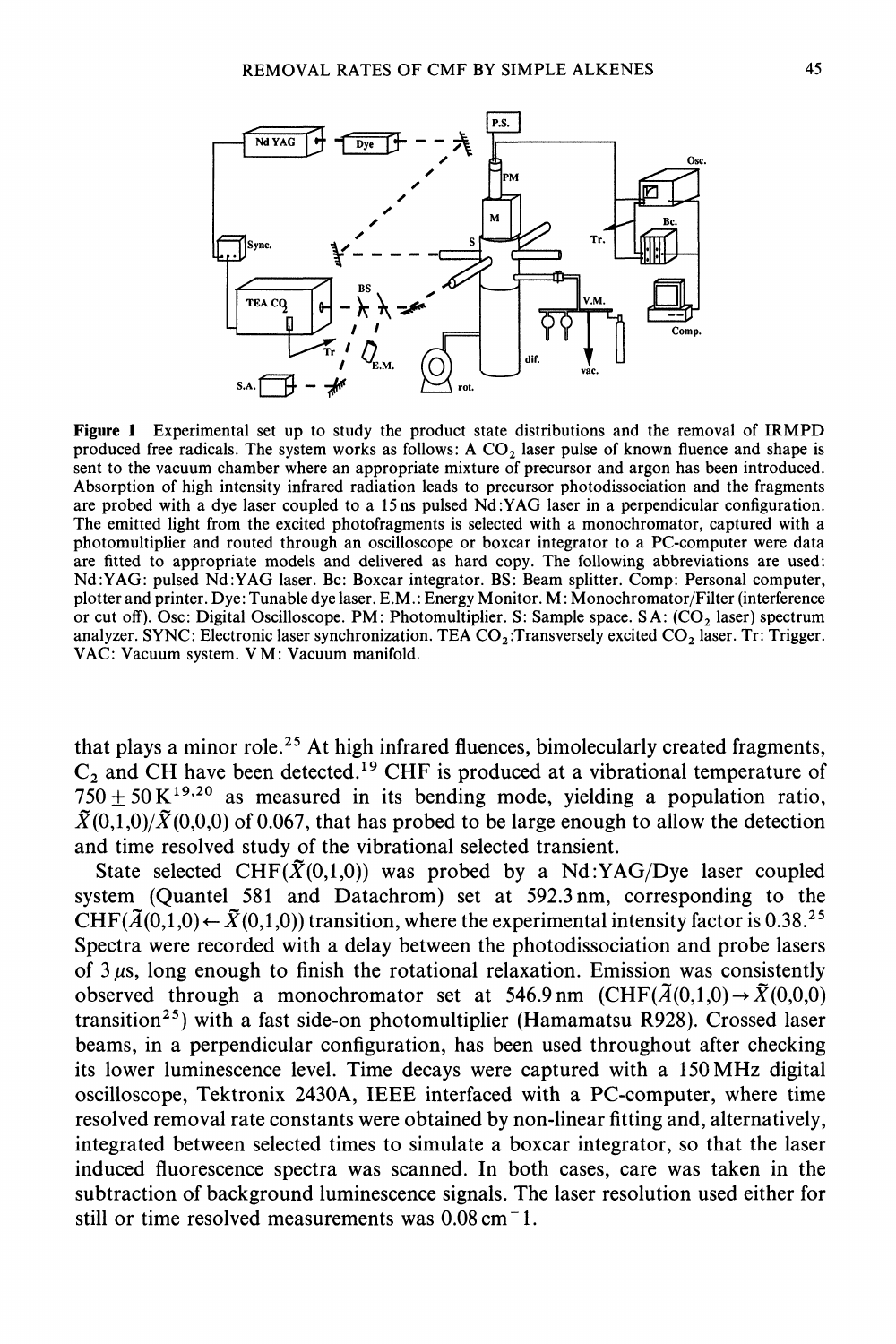**Figure 1** Experimental set up to study the product state distributions and the removal of IRMPD produced free radicals. The system works as follows: A $CO_2$ laser pulse of known fluence and shape is sent to the vacuum chamber where an appropriate mixture of precursor and argon has been introduced. Absorption of high intensity infrared radiation leads to precursor photodissociation and the fragments are probed with a dye laser coupled to a 15 ns pulsed Nd:YAG laser in a perpendicular configuration. The emitted light from the excited photofragments is selected with a monochromator, captured with a photomultiplier and routed through an oscilloscope or boxcar integrator to a PC-computer were data are fitted to appropriate models and delivered as hard copy. The following abbreviations are used: Nd:YAG: pulsed Nd:YAG laser. Bc: Boxcar integrator. BS: Beam splitter. Comp: Personal computer, plotter and printer. Dye: Tunable dye laser. E.M.: Energy Monitor. M: Monochromator/Filter (interference or cut off). Osc: Digital Oscilloscope. PM: Photomultiplier. S: Sample space. S A: ($CO_2$ laser) spectrum analyzer. SYNC: Electronic laser synchronization. TEA $CO_2$:Transversely excited $CO_2$ laser. Tr: Trigger. VAC: Vacuum system. V M: Vacuum manifold.

that plays a minor role.[25] At high infrared fluences, bimolecularly created fragments, $C_2$ and CH have been detected.[19] CHF is produced at a vibrational temperature of $750 \pm 50$ K[19,20] as measured in its bending mode, yielding a population ratio, $\tilde{X}(0,1,0)/\tilde{X}(0,0,0)$ of 0.067, that has probed to be large enough to allow the detection and time resolved study of the vibrational selected transient.

State selected CHF($\tilde{X}(0,1,0)$) was probed by a Nd:YAG/Dye laser coupled system (Quantel 581 and Datachrom) set at 592.3 nm, corresponding to the CHF($\tilde{A}(0,1,0) \leftarrow \tilde{X}(0,1,0)$) transition, where the experimental intensity factor is 0.38.[25] Spectra were recorded with a delay between the photodissociation and probe lasers of 3 $\mu$s, long enough to finish the rotational relaxation. Emission was consistently observed through a monochromator set at 546.9 nm (CHF($\tilde{A}(0,1,0) \rightarrow \tilde{X}(0,0,0)$ transition[25]) with a fast side-on photomultiplier (Hamamatsu R928). Crossed laser beams, in a perpendicular configuration, has been used throughout after checking its lower luminescence level. Time decays were captured with a 150 MHz digital oscilloscope, Tektronix 2430A, IEEE interfaced with a PC-computer, where time resolved removal rate constants were obtained by non-linear fitting and, alternatively, integrated between selected times to simulate a boxcar integrator, so that the laser induced fluorescence spectra was scanned. In both cases, care was taken in the subtraction of background luminescence signals. The laser resolution used either for still or time resolved measurements was 0.08 cm$^{-1}$.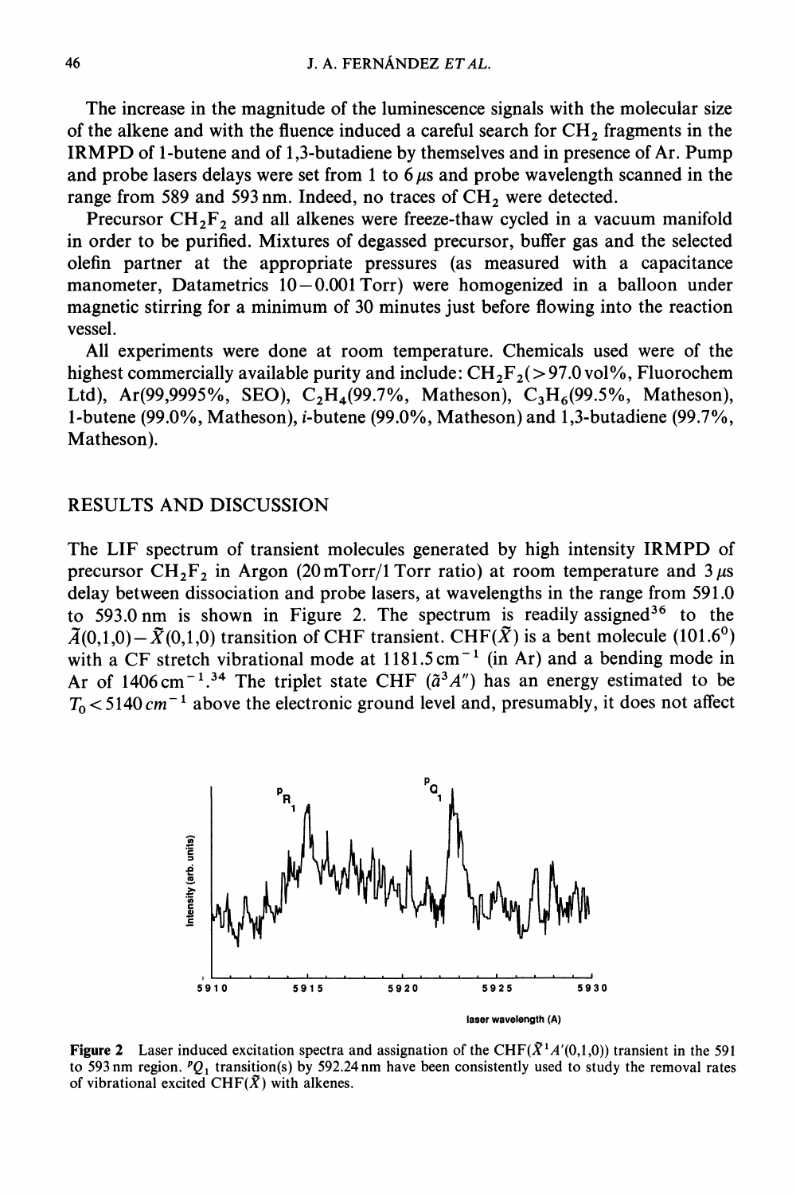The increase in the magnitude of the luminescence signals with the molecular size of the alkene and with the fluence induced a careful search for $CH_2$ fragments in the IRMPD of 1-butene and of 1,3-butadiene by themselves and in presence of Ar. Pump and probe lasers delays were set from 1 to 6 $\mu$s and probe wavelength scanned in the range from 589 and 593 nm. Indeed, no traces of $CH_2$ were detected.

Precursor $CH_2F_2$ and all alkenes were freeze-thaw cycled in a vacuum manifold in order to be purified. Mixtures of degassed precursor, buffer gas and the selected olefin partner at the appropriate pressures (as measured with a capacitance manometer, Datametrics 10–0.001 Torr) were homogenized in a balloon under magnetic stirring for a minimum of 30 minutes just before flowing into the reaction vessel.

All experiments were done at room temperature. Chemicals used were of the highest commercially available purity and include: $CH_2F_2$(>97.0 vol%, Fluorochem Ltd), Ar(99,9995%, SEO), $C_2H_4$(99.7%, Matheson), $C_3H_6$(99.5%, Matheson), 1-butene (99.0%, Matheson), *i*-butene (99.0%, Matheson) and 1,3-butadiene (99.7%, Matheson).

## RESULTS AND DISCUSSION

The LIF spectrum of transient molecules generated by high intensity IRMPD of precursor $CH_2F_2$ in Argon (20 mTorr/1 Torr ratio) at room temperature and 3 $\mu$s delay between dissociation and probe lasers, at wavelengths in the range from 591.0 to 593.0 nm is shown in Figure 2. The spectrum is readily assigned[36] to the $\tilde{A}(0,1,0)-\tilde{X}(0,1,0)$ transition of CHF transient. CHF($\tilde{X}$) is a bent molecule (101.6°) with a CF stretch vibrational mode at 1181.5 $cm^{-1}$ (in Ar) and a bending mode in Ar of 1406 $cm^{-1}$.[34] The triplet state CHF ($\tilde{a}^3A''$) has an energy estimated to be $T_0 < 5140\,cm^{-1}$ above the electronic ground level and, presumably, it does not affect

**Figure 2** Laser induced excitation spectra and assignation of the CHF($\tilde{X}^1A'(0,1,0)$) transient in the 591 to 593 nm region. $^{P}Q_1$ transition(s) by 592.24 nm have been consistently used to study the removal rates of vibrational excited CHF($\tilde{X}$) with alkenes.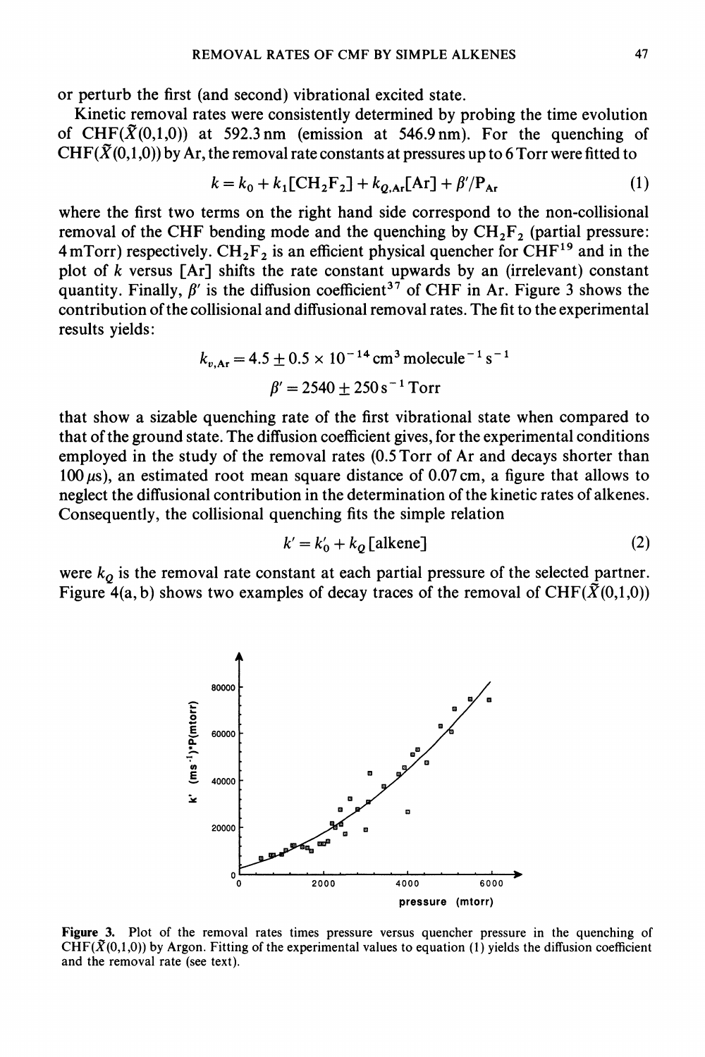or perturb the first (and second) vibrational excited state.

Kinetic removal rates were consistently determined by probing the time evolution of $CHF(\tilde{X}(0,1,0))$ at 592.3 nm (emission at 546.9 nm). For the quenching of $CHF(\tilde{X}(0,1,0))$ by Ar, the removal rate constants at pressures up to 6 Torr were fitted to

$$k = k_0 + k_1[CH_2F_2] + k_{Q,Ar}[Ar] + \beta'/P_{Ar} \tag{1}$$

where the first two terms on the right hand side correspond to the non-collisional removal of the CHF bending mode and the quenching by $CH_2F_2$ (partial pressure: 4 mTorr) respectively. $CH_2F_2$ is an efficient physical quencher for CHF[19] and in the plot of $k$ versus [Ar] shifts the rate constant upwards by an (irrelevant) constant quantity. Finally, $\beta'$ is the diffusion coefficient[37] of CHF in Ar. Figure 3 shows the contribution of the collisional and diffusional removal rates. The fit to the experimental results yields:

$$k_{v,Ar} = 4.5 \pm 0.5 \times 10^{-14}\,\text{cm}^3\,\text{molecule}^{-1}\,\text{s}^{-1}$$

$$\beta' = 2540 \pm 250\,\text{s}^{-1}\,\text{Torr}$$

that show a sizable quenching rate of the first vibrational state when compared to that of the ground state. The diffusion coefficient gives, for the experimental conditions employed in the study of the removal rates (0.5 Torr of Ar and decays shorter than 100 $\mu$s), an estimated root mean square distance of 0.07 cm, a figure that allows to neglect the diffusional contribution in the determination of the kinetic rates of alkenes. Consequently, the collisional quenching fits the simple relation

$$k' = k'_0 + k_Q[\text{alkene}] \tag{2}$$

were $k_Q$ is the removal rate constant at each partial pressure of the selected partner. Figure 4(a, b) shows two examples of decay traces of the removal of $CHF(\tilde{X}(0,1,0))$

**Figure 3.** Plot of the removal rates times pressure versus quencher pressure in the quenching of $CHF(\tilde{X}(0,1,0))$ by Argon. Fitting of the experimental values to equation (1) yields the diffusion coefficient and the removal rate (see text).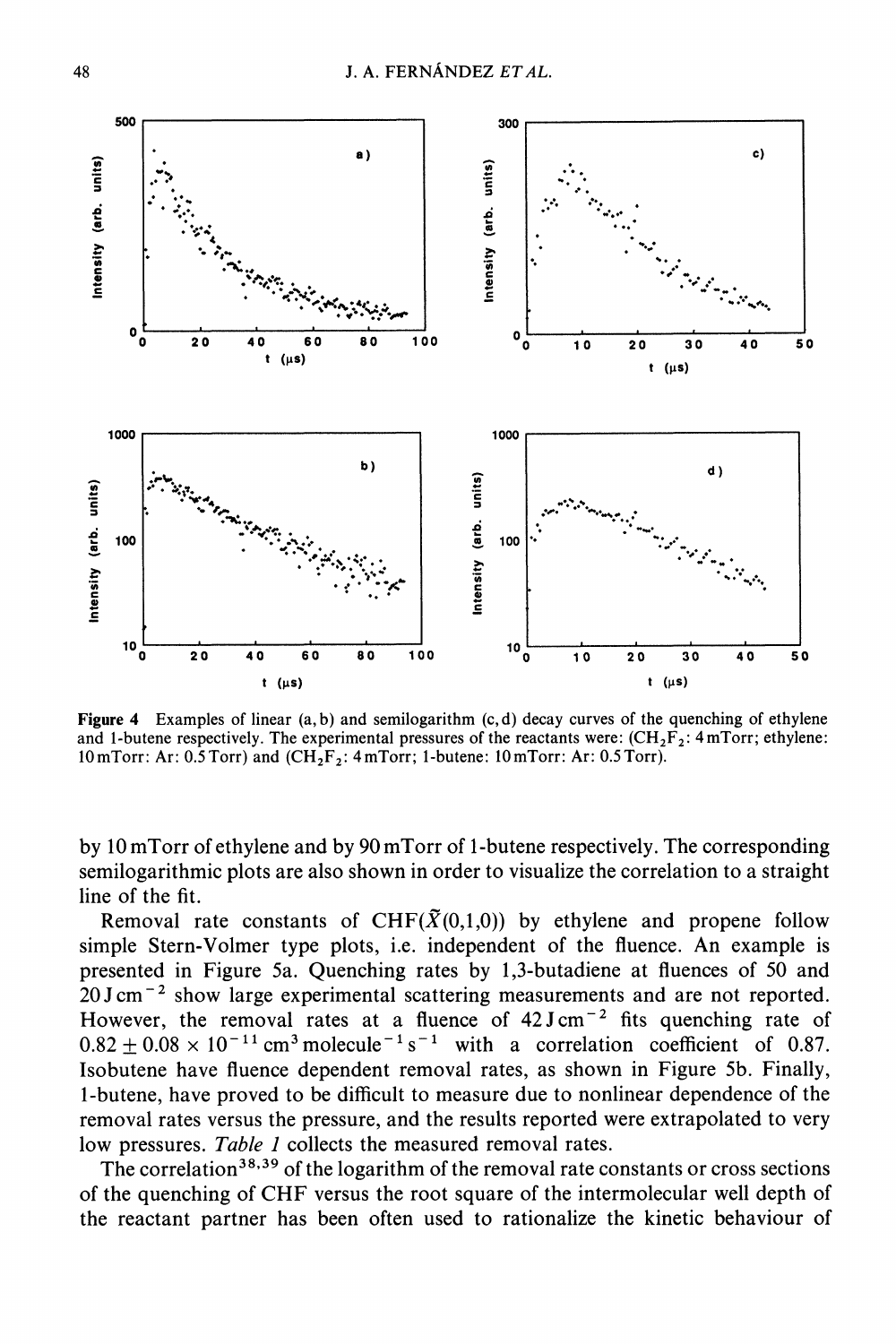Figure 4 Examples of linear (a, b) and semilogarithm (c, d) decay curves of the quenching of ethylene and 1-butene respectively. The experimental pressures of the reactants were: ($CH_2F_2$: 4 mTorr; ethylene: 10 mTorr: Ar: 0.5 Torr) and ($CH_2F_2$: 4 mTorr; 1-butene: 10 mTorr: Ar: 0.5 Torr).

by 10 mTorr of ethylene and by 90 mTorr of 1-butene respectively. The corresponding semilogarithmic plots are also shown in order to visualize the correlation to a straight line of the fit.

Removal rate constants of $CHF(\tilde{X}(0,1,0))$ by ethylene and propene follow simple Stern-Volmer type plots, i.e. independent of the fluence. An example is presented in Figure 5a. Quenching rates by 1,3-butadiene at fluences of 50 and 20 J cm$^{-2}$ show large experimental scattering measurements and are not reported. However, the removal rates at a fluence of 42 J cm$^{-2}$ fits quenching rate of $0.82 \pm 0.08 \times 10^{-11}$ cm$^3$ molecule$^{-1}$ s$^{-1}$ with a correlation coefficient of 0.87. Isobutene have fluence dependent removal rates, as shown in Figure 5b. Finally, 1-butene, have proved to be difficult to measure due to nonlinear dependence of the removal rates versus the pressure, and the results reported were extrapolated to very low pressures. *Table 1* collects the measured removal rates.

The correlation[38,39] of the logarithm of the removal rate constants or cross sections of the quenching of CHF versus the root square of the intermolecular well depth of the reactant partner has been often used to rationalize the kinetic behaviour of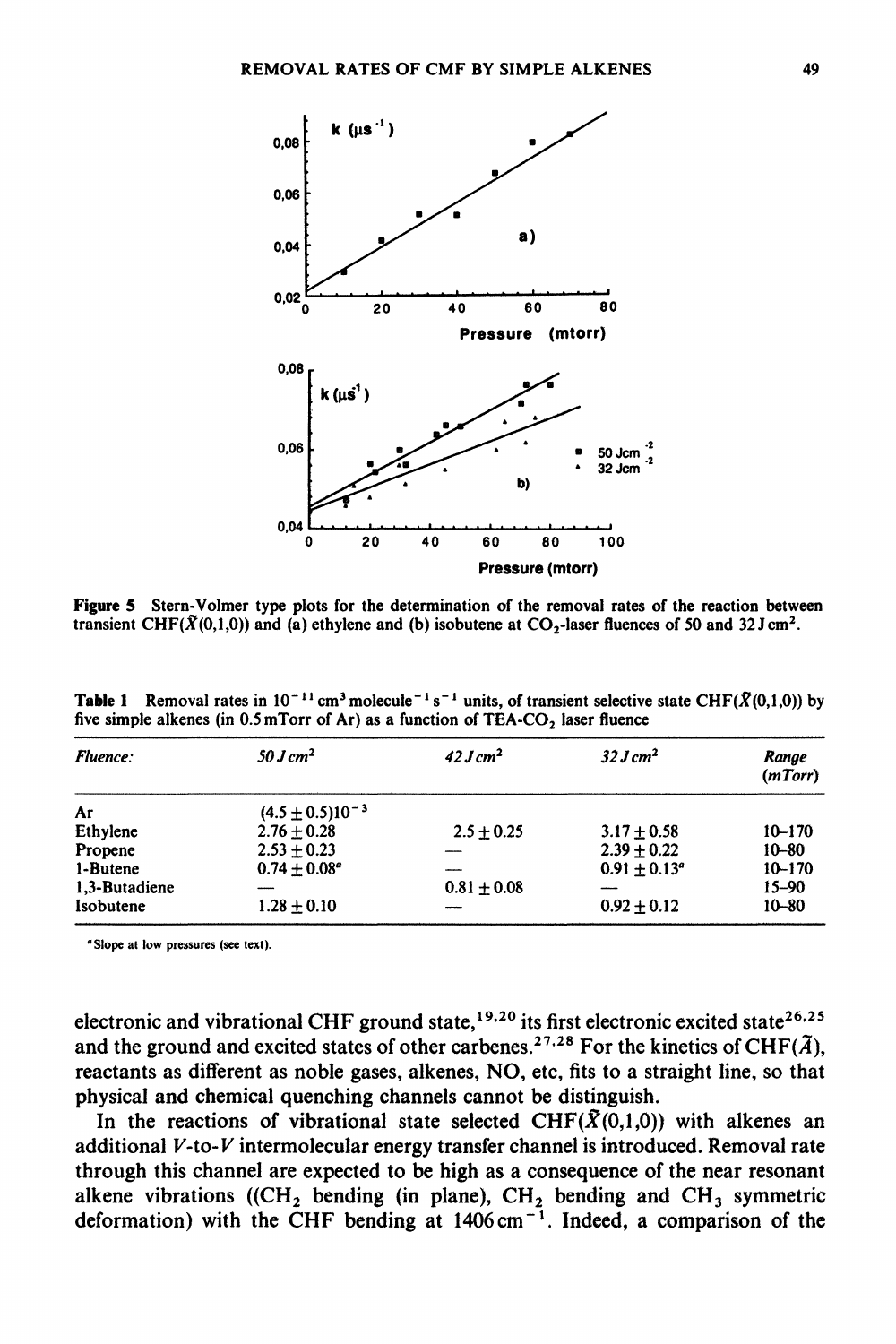Figure 5 Stern-Volmer type plots for the determination of the removal rates of the reaction between transient $CHF(\tilde{X}(0,1,0))$ and (a) ethylene and (b) isobutene at $CO_2$-laser fluences of 50 and 32 J cm$^2$.

Table 1 Removal rates in $10^{-11}$ cm$^3$ molecule$^{-1}$ s$^{-1}$ units, of transient selective state $CHF(\tilde{X}(0,1,0))$ by five simple alkenes (in 0.5 mTorr of Ar) as a function of TEA-$CO_2$ laser fluence

| Fluence: | 50 J cm$^2$ | 42 J cm$^2$ | 32 J cm$^2$ | Range (mTorr) |
|---|---|---|---|---|
| Ar | $(4.5 \pm 0.5)10^{-3}$ | | | |
| Ethylene | $2.76 \pm 0.28$ | $2.5 \pm 0.25$ | $3.17 \pm 0.58$ | 10–170 |
| Propene | $2.53 \pm 0.23$ | — | $2.39 \pm 0.22$ | 10–80 |
| 1-Butene | $0.74 \pm 0.08$[a] | — | $0.91 \pm 0.13$[a] | 10–170 |
| 1,3-Butadiene | — | $0.81 \pm 0.08$ | — | 15–90 |
| Isobutene | $1.28 \pm 0.10$ | — | $0.92 \pm 0.12$ | 10–80 |

[a] Slope at low pressures (see text).

electronic and vibrational CHF ground state,[19,20] its first electronic excited state[26,25] and the ground and excited states of other carbenes.[27,28] For the kinetics of $CHF(\tilde{A})$, reactants as different as noble gases, alkenes, NO, etc, fits to a straight line, so that physical and chemical quenching channels cannot be distinguish.

In the reactions of vibrational state selected $CHF(\tilde{X}(0,1,0))$ with alkenes an additional $V$-to-$V$ intermolecular energy transfer channel is introduced. Removal rate through this channel are expected to be high as a consequence of the near resonant alkene vibrations (($CH_2$ bending (in plane), $CH_2$ bending and $CH_3$ symmetric deformation) with the CHF bending at 1406 cm$^{-1}$. Indeed, a comparison of the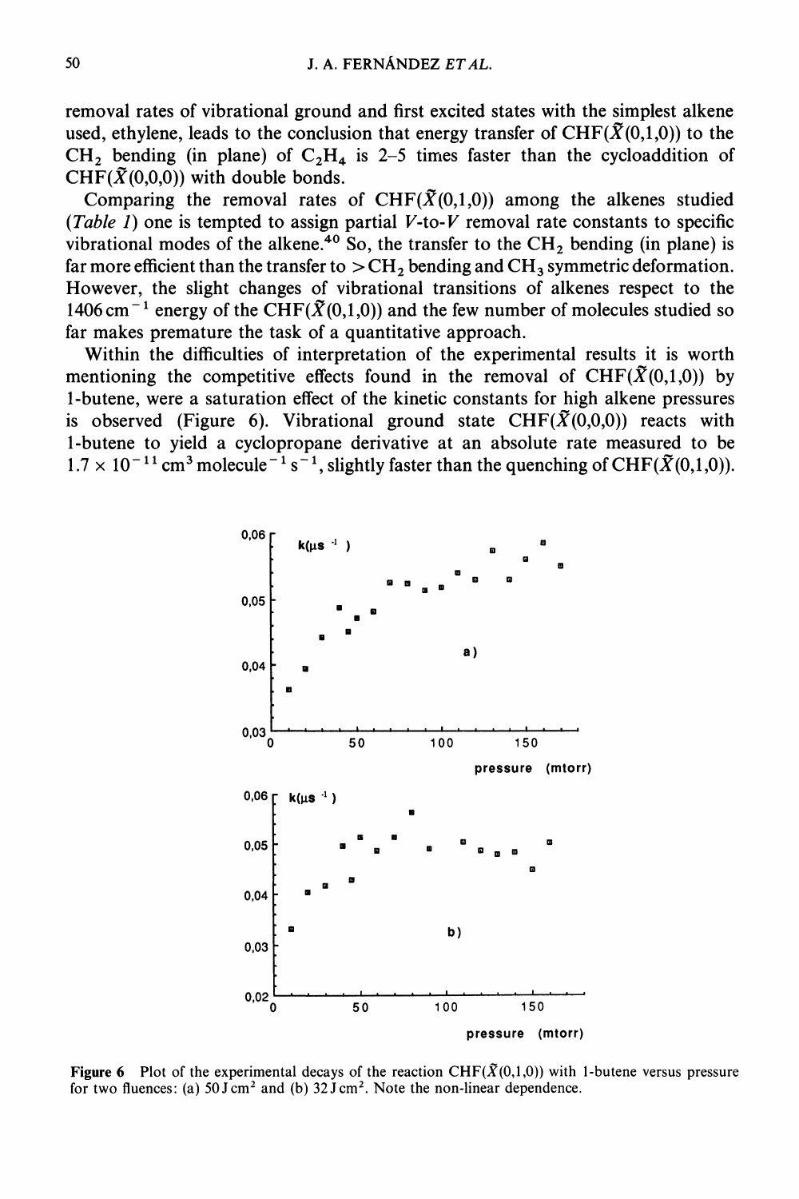removal rates of vibrational ground and first excited states with the simplest alkene used, ethylene, leads to the conclusion that energy transfer of $CHF(\tilde{X}(0,1,0))$ to the $CH_2$ bending (in plane) of $C_2H_4$ is 2–5 times faster than the cycloaddition of $CHF(\tilde{X}(0,0,0))$ with double bonds.

Comparing the removal rates of $CHF(\tilde{X}(0,1,0))$ among the alkenes studied (*Table 1*) one is tempted to assign partial *V*-to-*V* removal rate constants to specific vibrational modes of the alkene.[40] So, the transfer to the $CH_2$ bending (in plane) is far more efficient than the transfer to $>CH_2$ bending and $CH_3$ symmetric deformation. However, the slight changes of vibrational transitions of alkenes respect to the $1406\,cm^{-1}$ energy of the $CHF(\tilde{X}(0,1,0))$ and the few number of molecules studied so far makes premature the task of a quantitative approach.

Within the difficulties of interpretation of the experimental results it is worth mentioning the competitive effects found in the removal of $CHF(\tilde{X}(0,1,0))$ by 1-butene, were a saturation effect of the kinetic constants for high alkene pressures is observed (Figure 6). Vibrational ground state $CHF(\tilde{X}(0,0,0))$ reacts with 1-butene to yield a cyclopropane derivative at an absolute rate measured to be $1.7 \times 10^{-11}\,cm^3\,molecule^{-1}\,s^{-1}$, slightly faster than the quenching of $CHF(\tilde{X}(0,1,0))$.

**Figure 6** Plot of the experimental decays of the reaction $CHF(\tilde{X}(0,1,0))$ with 1-butene versus pressure for two fluences: (a) $50\,J\,cm^2$ and (b) $32\,J\,cm^2$. Note the non-linear dependence.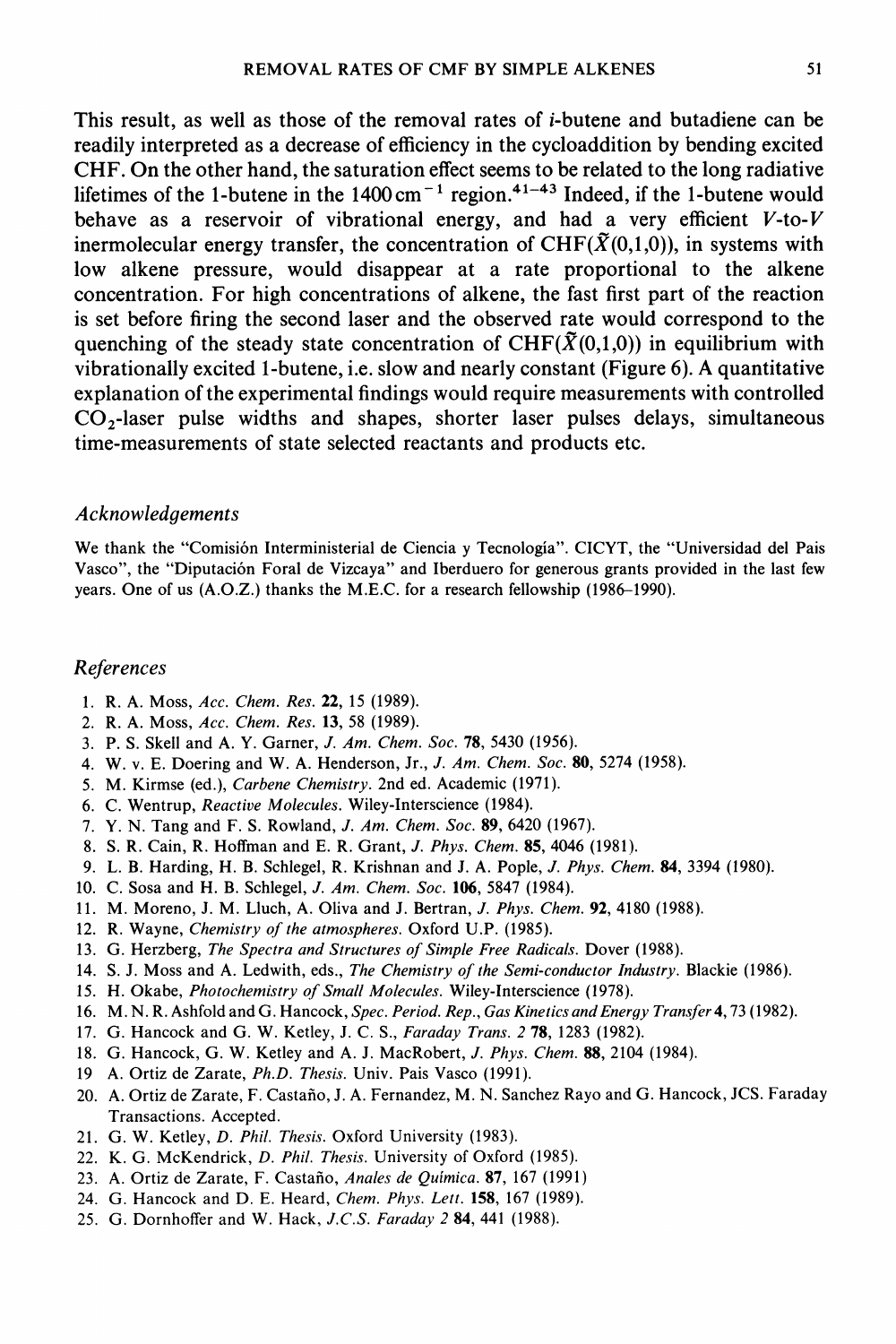This result, as well as those of the removal rates of *i*-butene and butadiene can be readily interpreted as a decrease of efficiency in the cycloaddition by bending excited CHF. On the other hand, the saturation effect seems to be related to the long radiative lifetimes of the 1-butene in the $1400\,\mathrm{cm}^{-1}$ region.[41–43] Indeed, if the 1-butene would behave as a reservoir of vibrational energy, and had a very efficient *V*-to-*V* inermolecular energy transfer, the concentration of $CHF(\tilde{X}(0,1,0))$, in systems with low alkene pressure, would disappear at a rate proportional to the alkene concentration. For high concentrations of alkene, the fast first part of the reaction is set before firing the second laser and the observed rate would correspond to the quenching of the steady state concentration of $CHF(\tilde{X}(0,1,0))$ in equilibrium with vibrationally excited 1-butene, i.e. slow and nearly constant (Figure 6). A quantitative explanation of the experimental findings would require measurements with controlled $CO_2$-laser pulse widths and shapes, shorter laser pulses delays, simultaneous time-measurements of state selected reactants and products etc.

## *Acknowledgements*

We thank the "Comisión Interministerial de Ciencia y Tecnología". CICYT, the "Universidad del Pais Vasco", the "Diputación Foral de Vizcaya" and Iberduero for generous grants provided in the last few years. One of us (A.O.Z.) thanks the M.E.C. for a research fellowship (1986–1990).

## *References*

1. R. A. Moss, *Acc. Chem. Res.* **22**, 15 (1989).
2. R. A. Moss, *Acc. Chem. Res.* **13**, 58 (1989).
3. P. S. Skell and A. Y. Garner, *J. Am. Chem. Soc.* **78**, 5430 (1956).
4. W. v. E. Doering and W. A. Henderson, Jr., *J. Am. Chem. Soc.* **80**, 5274 (1958).
5. M. Kirmse (ed.), *Carbene Chemistry*. 2nd ed. Academic (1971).
6. C. Wentrup, *Reactive Molecules*. Wiley-Interscience (1984).
7. Y. N. Tang and F. S. Rowland, *J. Am. Chem. Soc.* **89**, 6420 (1967).
8. S. R. Cain, R. Hoffman and E. R. Grant, *J. Phys. Chem.* **85**, 4046 (1981).
9. L. B. Harding, H. B. Schlegel, R. Krishnan and J. A. Pople, *J. Phys. Chem.* **84**, 3394 (1980).
10. C. Sosa and H. B. Schlegel, *J. Am. Chem. Soc.* **106**, 5847 (1984).
11. M. Moreno, J. M. Lluch, A. Oliva and J. Bertran, *J. Phys. Chem.* **92**, 4180 (1988).
12. R. Wayne, *Chemistry of the atmospheres*. Oxford U.P. (1985).
13. G. Herzberg, *The Spectra and Structures of Simple Free Radicals*. Dover (1988).
14. S. J. Moss and A. Ledwith, eds., *The Chemistry of the Semi-conductor Industry*. Blackie (1986).
15. H. Okabe, *Photochemistry of Small Molecules*. Wiley-Interscience (1978).
16. M. N. R. Ashfold and G. Hancock, *Spec. Period. Rep., Gas Kinetics and Energy Transfer* **4**, 73 (1982).
17. G. Hancock and G. W. Ketley, *J. C. S., Faraday Trans. 2* **78**, 1283 (1982).
18. G. Hancock, G. W. Ketley and A. J. MacRobert, *J. Phys. Chem.* **88**, 2104 (1984).
19. A. Ortiz de Zarate, *Ph.D. Thesis*. Univ. Pais Vasco (1991).
20. A. Ortiz de Zarate, F. Castaño, J. A. Fernandez, M. N. Sanchez Rayo and G. Hancock, JCS. Faraday Transactions. Accepted.
21. G. W. Ketley, *D. Phil. Thesis*. Oxford University (1983).
22. K. G. McKendrick, *D. Phil. Thesis*. University of Oxford (1985).
23. A. Ortiz de Zarate, F. Castaño, *Anales de Química*. **87**, 167 (1991)
24. G. Hancock and D. E. Heard, *Chem. Phys. Lett.* **158**, 167 (1989).
25. G. Dornhoffer and W. Hack, *J.C.S. Faraday 2* **84**, 441 (1988).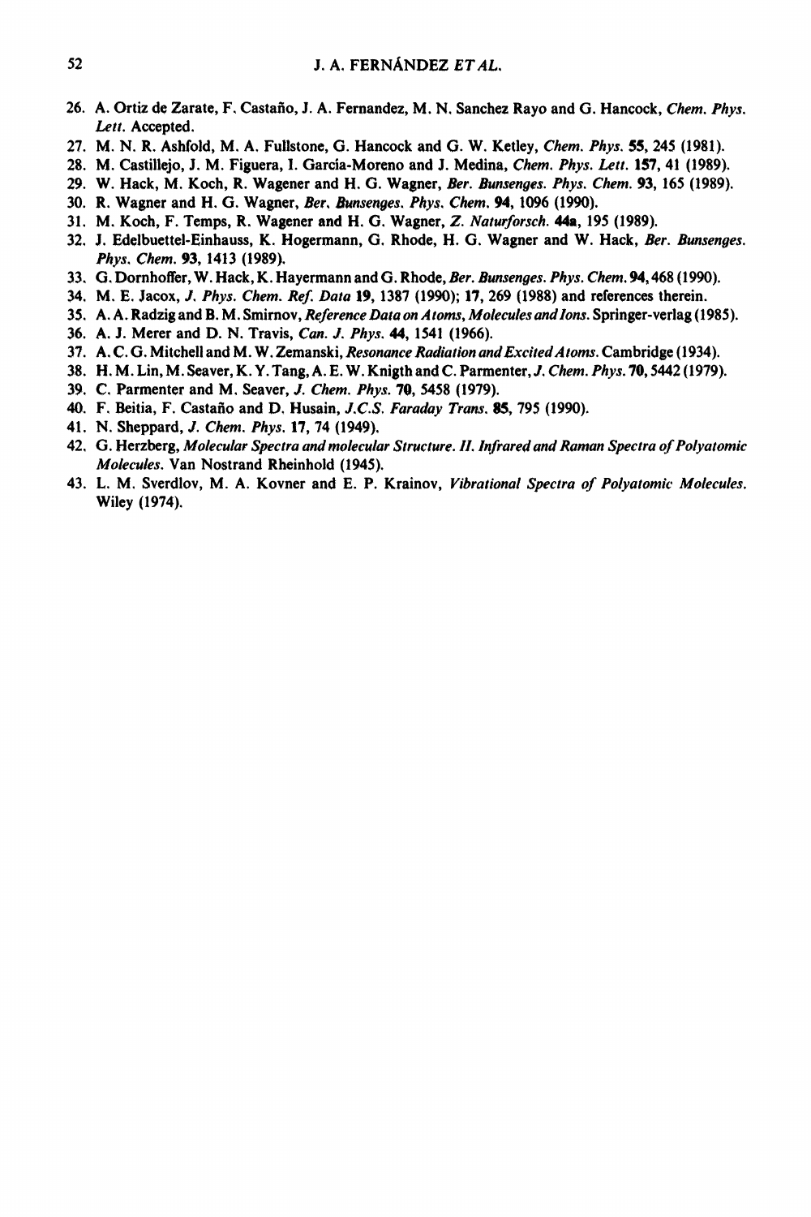26. A. Ortiz de Zarate, F. Castaño, J. A. Fernandez, M. N. Sanchez Rayo and G. Hancock, *Chem. Phys. Lett.* Accepted.
27. M. N. R. Ashfold, M. A. Fullstone, G. Hancock and G. W. Ketley, *Chem. Phys.* **55**, 245 (1981).
28. M. Castillejo, J. M. Figuera, I. García-Moreno and J. Medina, *Chem. Phys. Lett.* **157**, 41 (1989).
29. W. Hack, M. Koch, R. Wagener and H. G. Wagner, *Ber. Bunsenges. Phys. Chem.* **93**, 165 (1989).
30. R. Wagner and H. G. Wagner, *Ber. Bunsenges. Phys. Chem.* **94**, 1096 (1990).
31. M. Koch, F. Temps, R. Wagener and H. G. Wagner, *Z. Naturforsch.* **44a**, 195 (1989).
32. J. Edelbuettel-Einhauss, K. Hogermann, G. Rhode, H. G. Wagner and W. Hack, *Ber. Bunsenges. Phys. Chem.* **93**, 1413 (1989).
33. G. Dornhoffer, W. Hack, K. Hayermann and G. Rhode, *Ber. Bunsenges. Phys. Chem.* **94**, 468 (1990).
34. M. E. Jacox, *J. Phys. Chem. Ref. Data* **19**, 1387 (1990); **17**, 269 (1988) and references therein.
35. A. A. Radzig and B. M. Smirnov, *Reference Data on Atoms, Molecules and Ions.* Springer-verlag (1985).
36. A. J. Merer and D. N. Travis, *Can. J. Phys.* **44**, 1541 (1966).
37. A. C. G. Mitchell and M. W. Zemanski, *Resonance Radiation and Excited Atoms.* Cambridge (1934).
38. H. M. Lin, M. Seaver, K. Y. Tang, A. E. W. Knigth and C. Parmenter, *J. Chem. Phys.* **70**, 5442 (1979).
39. C. Parmenter and M. Seaver, *J. Chem. Phys.* **70**, 5458 (1979).
40. F. Beitia, F. Castaño and D. Husain, *J.C.S. Faraday Trans.* **85**, 795 (1990).
41. N. Sheppard, *J. Chem. Phys.* **17**, 74 (1949).
42. G. Herzberg, *Molecular Spectra and molecular Structure. II. Infrared and Raman Spectra of Polyatomic Molecules.* Van Nostrand Rheinhold (1945).
43. L. M. Sverdlov, M. A. Kovner and E. P. Krainov, *Vibrational Spectra of Polyatomic Molecules.* Wiley (1974).